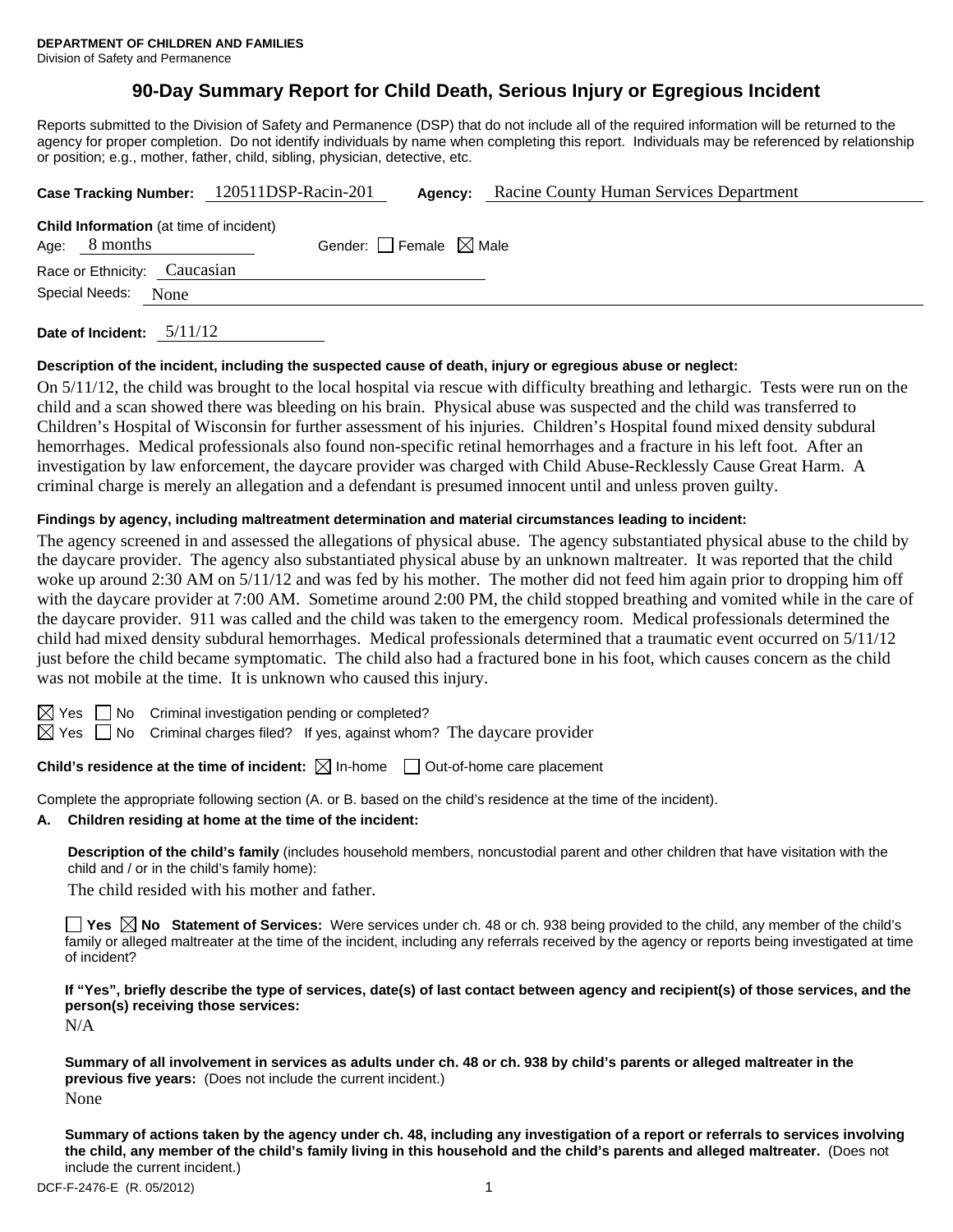**DEPARTMENT OF CHILDREN AND FAMILIES**
Division of Safety and Permanence

# 90-Day Summary Report for Child Death, Serious Injury or Egregious Incident

Reports submitted to the Division of Safety and Permanence (DSP) that do not include all of the required information will be returned to the agency for proper completion. Do not identify individuals by name when completing this report. Individuals may be referenced by relationship or position; e.g., mother, father, child, sibling, physician, detective, etc.

**Case Tracking Number:** 120511DSP-Racin-201 **Agency:** Racine County Human Services Department

**Child Information** (at time of incident)
Age: 8 months Gender: ☐ Female ☒ Male
Race or Ethnicity: Caucasian
Special Needs: None

**Date of Incident:** 5/11/12

**Description of the incident, including the suspected cause of death, injury or egregious abuse or neglect:**

On 5/11/12, the child was brought to the local hospital via rescue with difficulty breathing and lethargic. Tests were run on the child and a scan showed there was bleeding on his brain. Physical abuse was suspected and the child was transferred to Children's Hospital of Wisconsin for further assessment of his injuries. Children's Hospital found mixed density subdural hemorrhages. Medical professionals also found non-specific retinal hemorrhages and a fracture in his left foot. After an investigation by law enforcement, the daycare provider was charged with Child Abuse-Recklessly Cause Great Harm. A criminal charge is merely an allegation and a defendant is presumed innocent until and unless proven guilty.

**Findings by agency, including maltreatment determination and material circumstances leading to incident:**

The agency screened in and assessed the allegations of physical abuse. The agency substantiated physical abuse to the child by the daycare provider. The agency also substantiated physical abuse by an unknown maltreater. It was reported that the child woke up around 2:30 AM on 5/11/12 and was fed by his mother. The mother did not feed him again prior to dropping him off with the daycare provider at 7:00 AM. Sometime around 2:00 PM, the child stopped breathing and vomited while in the care of the daycare provider. 911 was called and the child was taken to the emergency room. Medical professionals determined the child had mixed density subdural hemorrhages. Medical professionals determined that a traumatic event occurred on 5/11/12 just before the child became symptomatic. The child also had a fractured bone in his foot, which causes concern as the child was not mobile at the time. It is unknown who caused this injury.

☒ Yes ☐ No Criminal investigation pending or completed?
☒ Yes ☐ No Criminal charges filed? If yes, against whom? The daycare provider

**Child's residence at the time of incident:** ☒ In-home ☐ Out-of-home care placement

Complete the appropriate following section (A. or B. based on the child's residence at the time of the incident).

**A. Children residing at home at the time of the incident:**

**Description of the child's family** (includes household members, noncustodial parent and other children that have visitation with the child and / or in the child's family home):

The child resided with his mother and father.

☐ **Yes** ☒ **No Statement of Services:** Were services under ch. 48 or ch. 938 being provided to the child, any member of the child's family or alleged maltreater at the time of the incident, including any referrals received by the agency or reports being investigated at time of incident?

**If "Yes", briefly describe the type of services, date(s) of last contact between agency and recipient(s) of those services, and the person(s) receiving those services:**

N/A

**Summary of all involvement in services as adults under ch. 48 or ch. 938 by child's parents or alleged maltreater in the previous five years:** (Does not include the current incident.)

None

**Summary of actions taken by the agency under ch. 48, including any investigation of a report or referrals to services involving the child, any member of the child's family living in this household and the child's parents and alleged maltreater.** (Does not include the current incident.)

DCF-F-2476-E (R. 05/2012)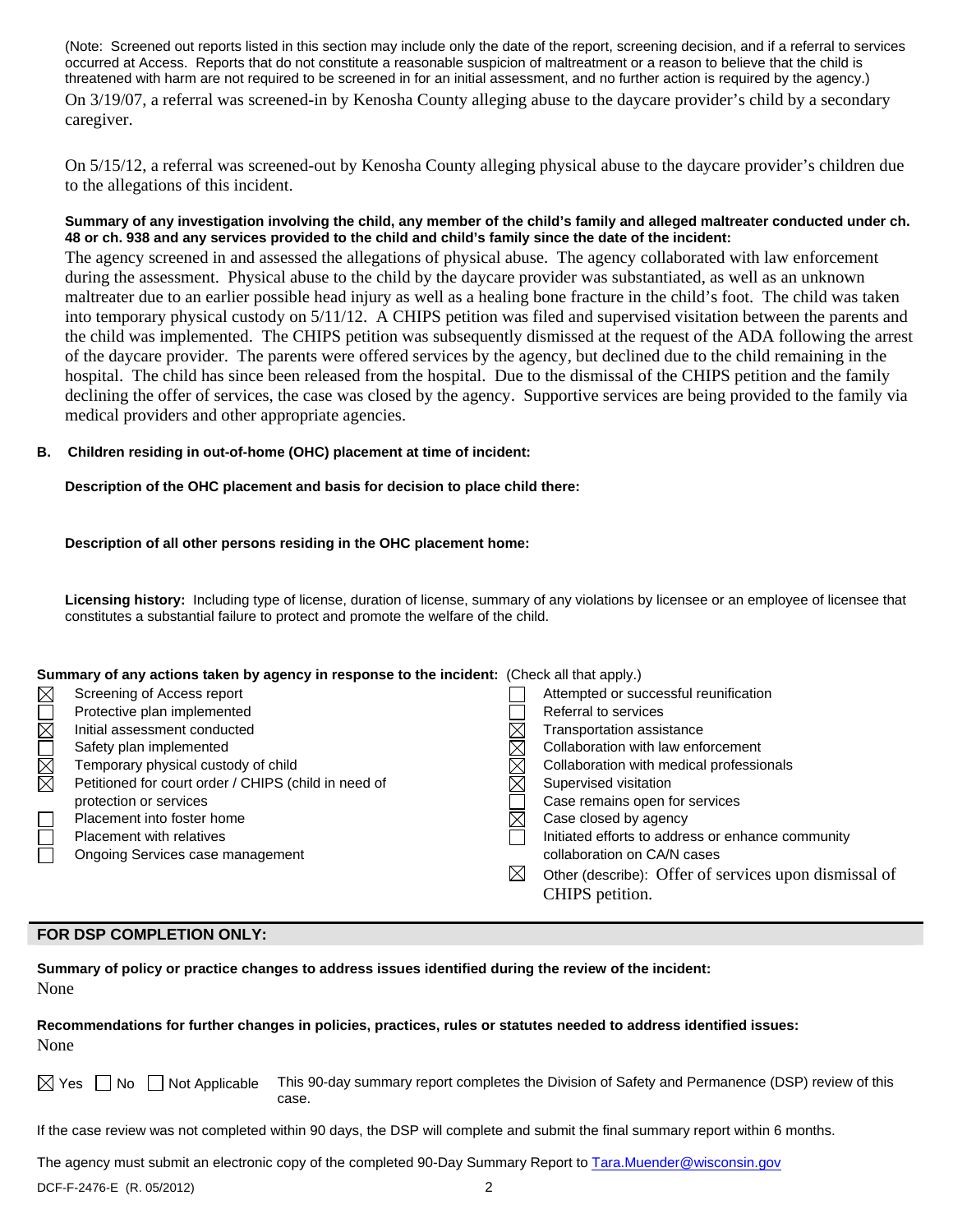(Note: Screened out reports listed in this section may include only the date of the report, screening decision, and if a referral to services occurred at Access. Reports that do not constitute a reasonable suspicion of maltreatment or a reason to believe that the child is threatened with harm are not required to be screened in for an initial assessment, and no further action is required by the agency.)

On 3/19/07, a referral was screened-in by Kenosha County alleging abuse to the daycare provider's child by a secondary caregiver.

On 5/15/12, a referral was screened-out by Kenosha County alleging physical abuse to the daycare provider's children due to the allegations of this incident.

**Summary of any investigation involving the child, any member of the child's family and alleged maltreater conducted under ch. 48 or ch. 938 and any services provided to the child and child's family since the date of the incident:**

The agency screened in and assessed the allegations of physical abuse. The agency collaborated with law enforcement during the assessment. Physical abuse to the child by the daycare provider was substantiated, as well as an unknown maltreater due to an earlier possible head injury as well as a healing bone fracture in the child's foot. The child was taken into temporary physical custody on 5/11/12. A CHIPS petition was filed and supervised visitation between the parents and the child was implemented. The CHIPS petition was subsequently dismissed at the request of the ADA following the arrest of the daycare provider. The parents were offered services by the agency, but declined due to the child remaining in the hospital. The child has since been released from the hospital. Due to the dismissal of the CHIPS petition and the family declining the offer of services, the case was closed by the agency. Supportive services are being provided to the family via medical providers and other appropriate agencies.

**B. Children residing in out-of-home (OHC) placement at time of incident:**

**Description of the OHC placement and basis for decision to place child there:**

**Description of all other persons residing in the OHC placement home:**

**Licensing history:** Including type of license, duration of license, summary of any violations by licensee or an employee of licensee that constitutes a substantial failure to protect and promote the welfare of the child.

**Summary of any actions taken by agency in response to the incident:** (Check all that apply.)

- ☒ Screening of Access report
- ☐ Protective plan implemented
- ☒ Initial assessment conducted
- ☐ Safety plan implemented
- ☒ Temporary physical custody of child
- ☒ Petitioned for court order / CHIPS (child in need of protection or services
- ☐ Placement into foster home
- ☐ Placement with relatives
- ☐ Ongoing Services case management
- ☐ Attempted or successful reunification
- ☐ Referral to services
- ☒ Transportation assistance
- ☒ Collaboration with law enforcement
- ☒ Collaboration with medical professionals
- ☒ Supervised visitation
- ☐ Case remains open for services
- ☒ Case closed by agency
- ☐ Initiated efforts to address or enhance community collaboration on CA/N cases
- ☒ Other (describe): Offer of services upon dismissal of CHIPS petition.

## FOR DSP COMPLETION ONLY:

**Summary of policy or practice changes to address issues identified during the review of the incident:**

None

**Recommendations for further changes in policies, practices, rules or statutes needed to address identified issues:**

None

☒ Yes ☐ No ☐ Not Applicable This 90-day summary report completes the Division of Safety and Permanence (DSP) review of this case.

If the case review was not completed within 90 days, the DSP will complete and submit the final summary report within 6 months.

The agency must submit an electronic copy of the completed 90-Day Summary Report to Tara.Muender@wisconsin.gov

DCF-F-2476-E (R. 05/2012)